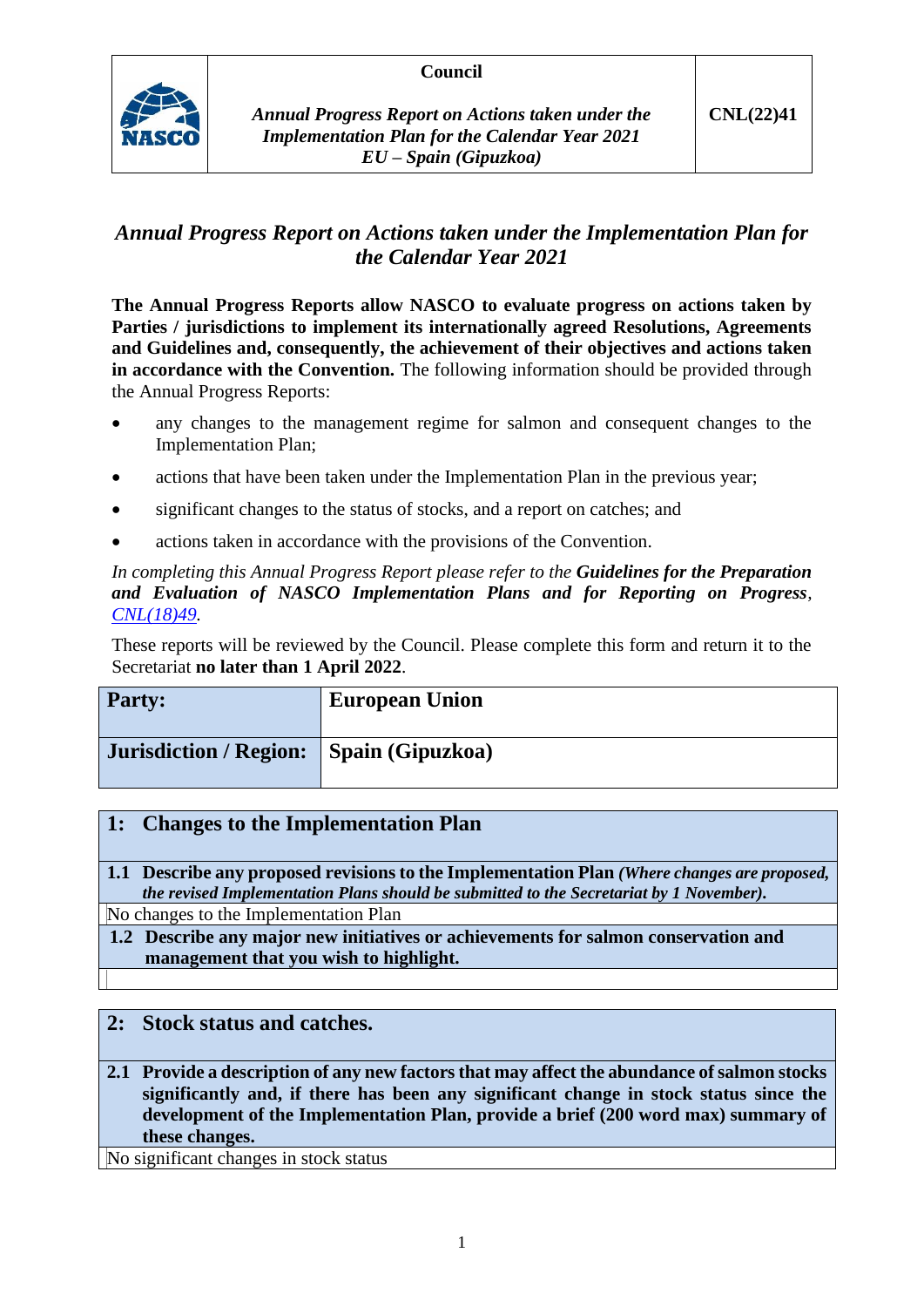| | Council | |
|---|---|---|
| NASCO | *Annual Progress Report on Actions taken under the Implementation Plan for the Calendar Year 2021 EU – Spain (Gipuzkoa)* | **CNL(22)41** |

# *Annual Progress Report on Actions taken under the Implementation Plan for the Calendar Year 2021*

**The Annual Progress Reports allow NASCO to evaluate progress on actions taken by Parties / jurisdictions to implement its internationally agreed Resolutions, Agreements and Guidelines and, consequently, the achievement of their objectives and actions taken in accordance with the Convention.** The following information should be provided through the Annual Progress Reports:

- any changes to the management regime for salmon and consequent changes to the Implementation Plan;
- actions that have been taken under the Implementation Plan in the previous year;
- significant changes to the status of stocks, and a report on catches; and
- actions taken in accordance with the provisions of the Convention.

*In completing this Annual Progress Report please refer to the* ***Guidelines for the Preparation and Evaluation of NASCO Implementation Plans and for Reporting on Progress****, CNL(18)49.*

These reports will be reviewed by the Council. Please complete this form and return it to the Secretariat **no later than 1 April 2022**.

| | |
|---|---|
| **Party:** | **European Union** |
| **Jurisdiction / Region:** | **Spain (Gipuzkoa)** |

## 1: Changes to the Implementation Plan

**1.1 Describe any proposed revisions to the Implementation Plan** ***(Where changes are proposed, the revised Implementation Plans should be submitted to the Secretariat by 1 November).***

No changes to the Implementation Plan

**1.2 Describe any major new initiatives or achievements for salmon conservation and management that you wish to highlight.**

## 2: Stock status and catches.

**2.1 Provide a description of any new factors that may affect the abundance of salmon stocks significantly and, if there has been any significant change in stock status since the development of the Implementation Plan, provide a brief (200 word max) summary of these changes.**

No significant changes in stock status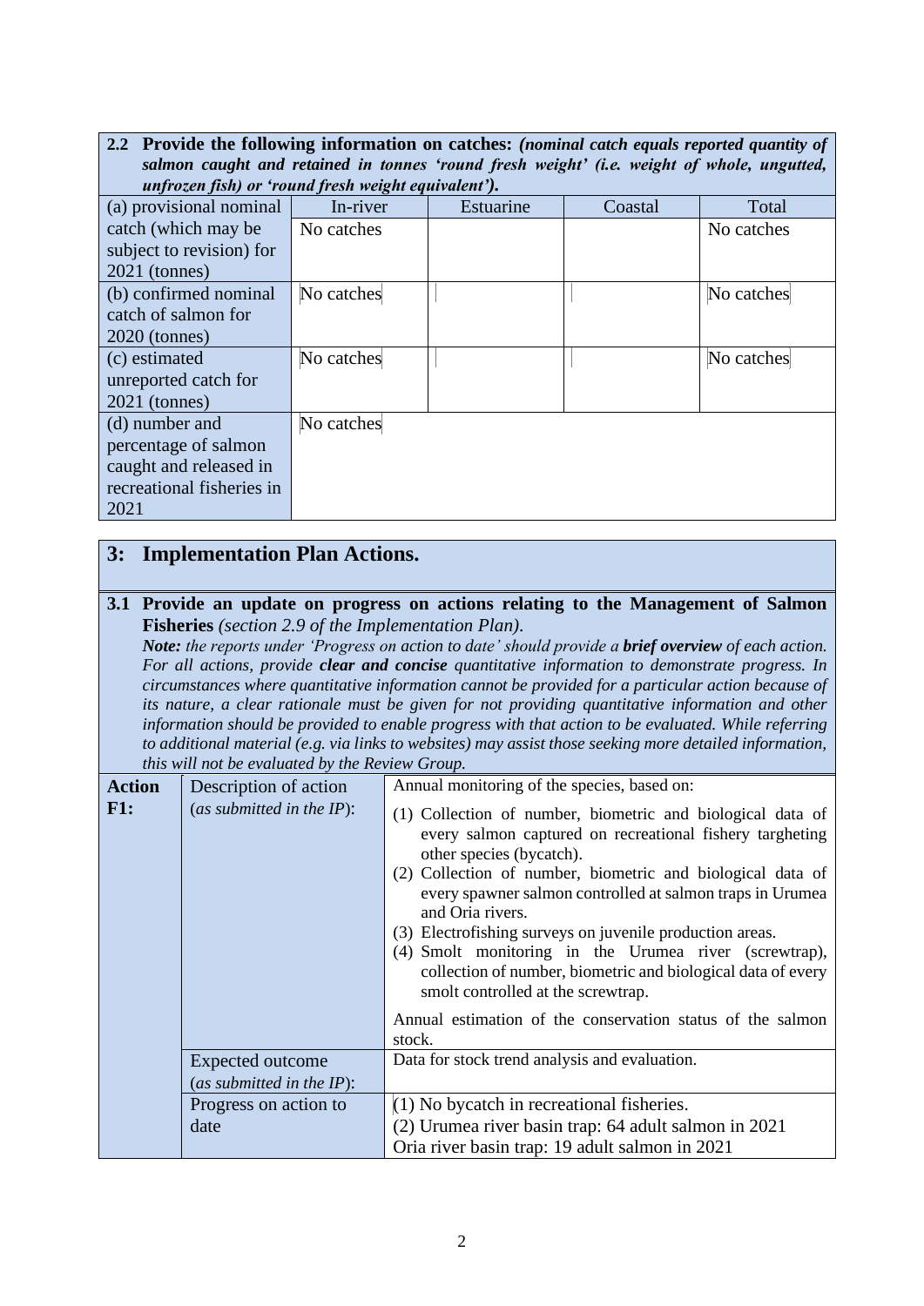| **2.2 Provide the following information on catches:** ***(nominal catch equals reported quantity of salmon caught and retained in tonnes 'round fresh weight' (i.e. weight of whole, ungutted, unfrozen fish) or 'round fresh weight equivalent').*** | | | | |
|---|---|---|---|---|
| (a) provisional nominal catch (which may be subject to revision) for 2021 (tonnes) | In-river<br>No catches | Estuarine | Coastal | Total<br>No catches |
| (b) confirmed nominal catch of salmon for 2020 (tonnes) | No catches | | | No catches |
| (c) estimated unreported catch for 2021 (tonnes) | No catches | | | No catches |
| (d) number and percentage of salmon caught and released in recreational fisheries in 2021 | No catches | | | |

## 3: Implementation Plan Actions.

**3.1 Provide an update on progress on actions relating to the Management of Salmon Fisheries** *(section 2.9 of the Implementation Plan).*
***Note:*** *the reports under 'Progress on action to date' should provide a **brief overview** of each action. For all actions, provide **clear and concise** quantitative information to demonstrate progress. In circumstances where quantitative information cannot be provided for a particular action because of its nature, a clear rationale must be given for not providing quantitative information and other information should be provided to enable progress with that action to be evaluated. While referring to additional material (e.g. via links to websites) may assist those seeking more detailed information, this will not be evaluated by the Review Group.*

| | | |
|---|---|---|
| **Action F1:** | Description of action (*as submitted in the IP*): | Annual monitoring of the species, based on:<br>(1) Collection of number, biometric and biological data of every salmon captured on recreational fishery targheting other species (bycatch).<br>(2) Collection of number, biometric and biological data of every spawner salmon controlled at salmon traps in Urumea and Oria rivers.<br>(3) Electrofishing surveys on juvenile production areas.<br>(4) Smolt monitoring in the Urumea river (screwtrap), collection of number, biometric and biological data of every smolt controlled at the screwtrap.<br>Annual estimation of the conservation status of the salmon stock. |
| | Expected outcome (*as submitted in the IP*): | Data for stock trend analysis and evaluation. |
| | Progress on action to date | (1) No bycatch in recreational fisheries.<br>(2) Urumea river basin trap: 64 adult salmon in 2021<br>Oria river basin trap: 19 adult salmon in 2021 |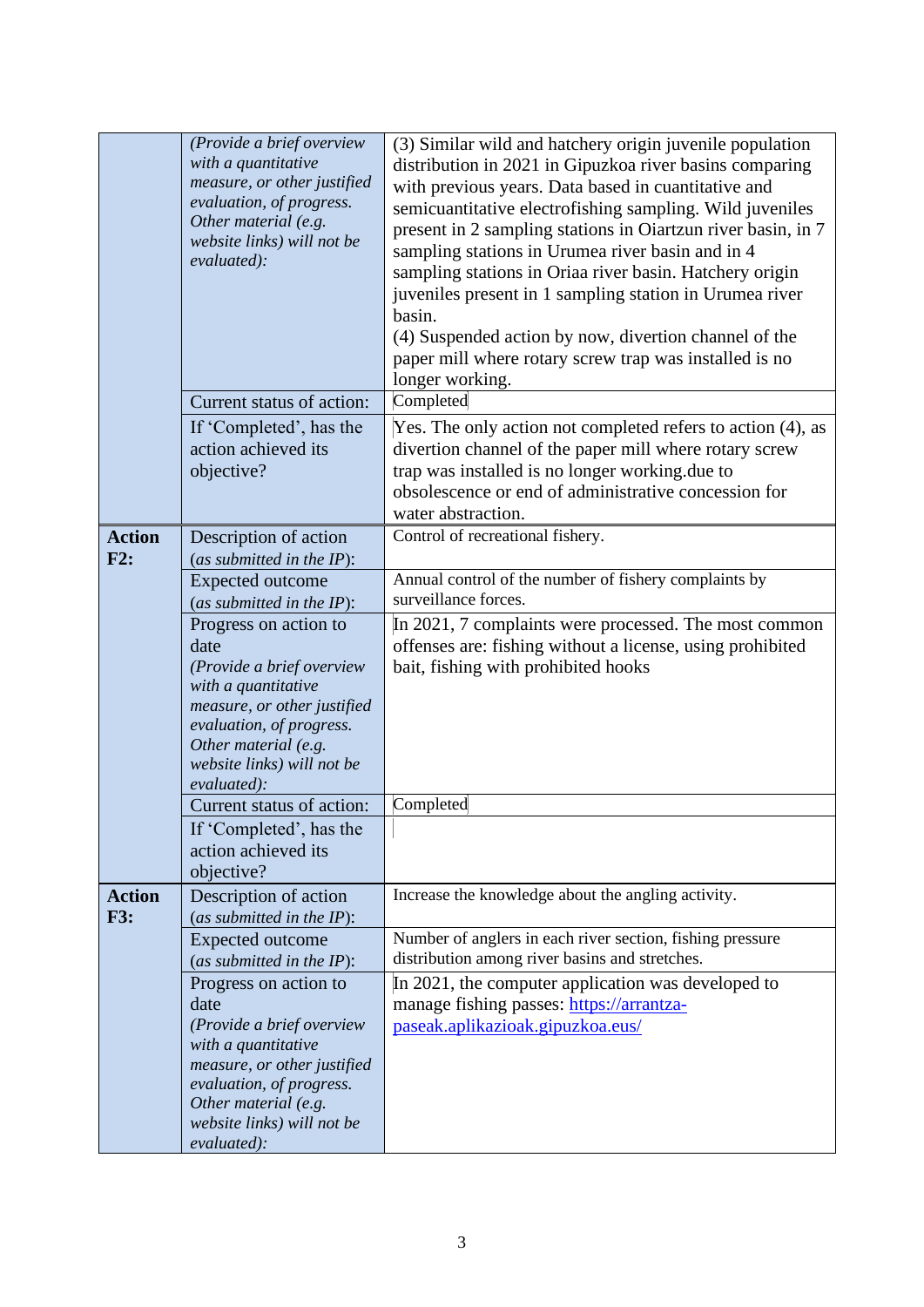| | | |
|---|---|---|
| | *(Provide a brief overview with a quantitative measure, or other justified evaluation, of progress. Other material (e.g. website links) will not be evaluated):* | (3) Similar wild and hatchery origin juvenile population distribution in 2021 in Gipuzkoa river basins comparing with previous years. Data based in cuantitative and semicuantitative electrofishing sampling. Wild juveniles present in 2 sampling stations in Oiartzun river basin, in 7 sampling stations in Urumea river basin and in 4 sampling stations in Oriaa river basin. Hatchery origin juveniles present in 1 sampling station in Urumea river basin.<br>(4) Suspended action by now, divertion channel of the paper mill where rotary screw trap was installed is no longer working. |
| | Current status of action: | Completed |
| | If 'Completed', has the action achieved its objective? | Yes. The only action not completed refers to action (4), as divertion channel of the paper mill where rotary screw trap was installed is no longer working.due to obsolescence or end of administrative concession for water abstraction. |
| **Action F2:** | Description of action (*as submitted in the IP*): | Control of recreational fishery. |
| | Expected outcome (*as submitted in the IP*): | Annual control of the number of fishery complaints by surveillance forces. |
| | Progress on action to date *(Provide a brief overview with a quantitative measure, or other justified evaluation, of progress. Other material (e.g. website links) will not be evaluated):* | In 2021, 7 complaints were processed. The most common offenses are: fishing without a license, using prohibited bait, fishing with prohibited hooks |
| | Current status of action: | Completed |
| | If 'Completed', has the action achieved its objective? | |
| **Action F3:** | Description of action (*as submitted in the IP*): | Increase the knowledge about the angling activity. |
| | Expected outcome (*as submitted in the IP*): | Number of anglers in each river section, fishing pressure distribution among river basins and stretches. |
| | Progress on action to date *(Provide a brief overview with a quantitative measure, or other justified evaluation, of progress. Other material (e.g. website links) will not be evaluated):* | In 2021, the computer application was developed to manage fishing passes: https://arrantza-paseak.aplikazioak.gipuzkoa.eus/ |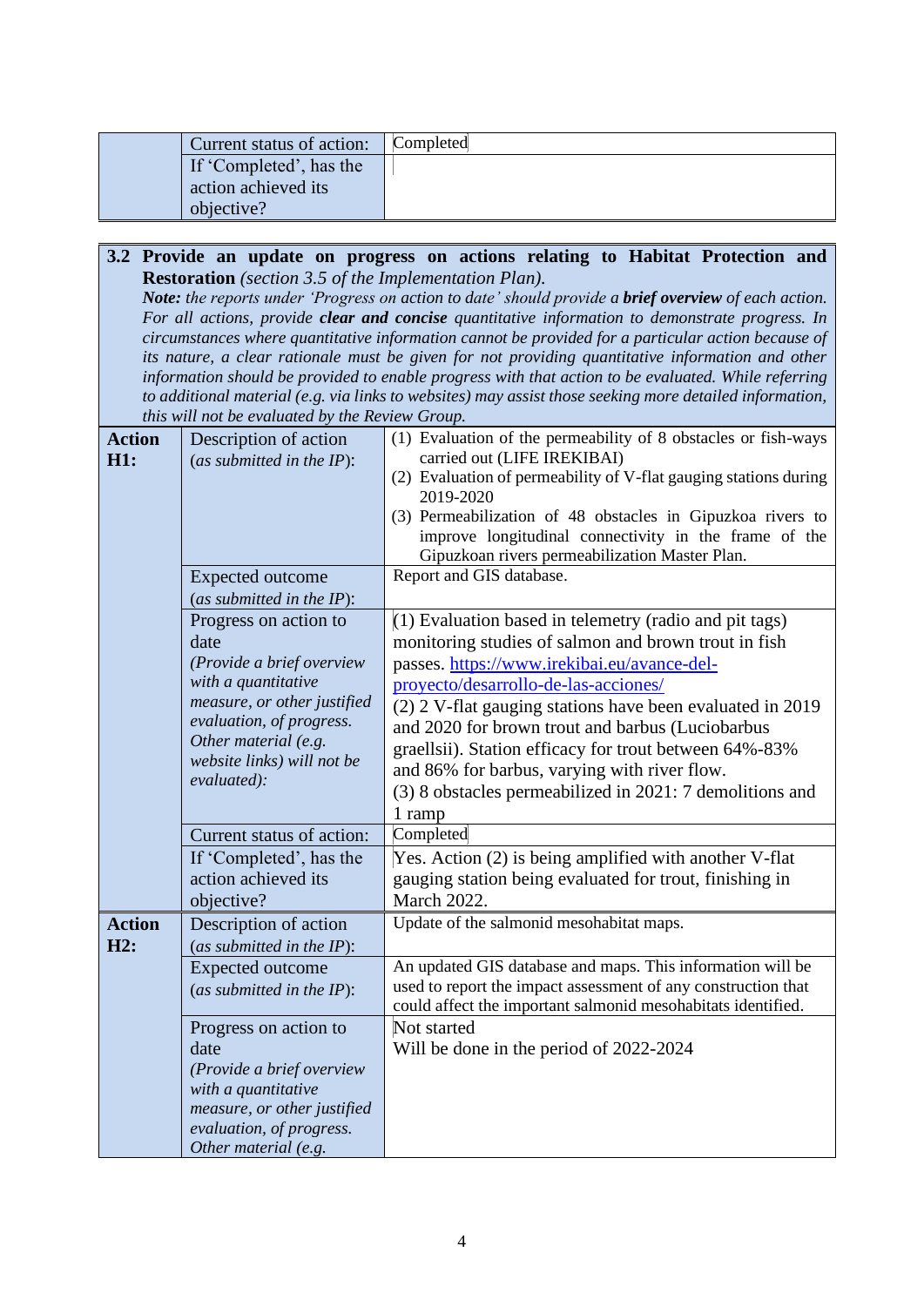| | | |
|---|---|---|
| | Current status of action: | Completed |
| | If 'Completed', has the action achieved its objective? | |

| | | |
|---|---|---|
| **3.2 Provide an update on progress on actions relating to Habitat Protection and Restoration** *(section 3.5 of the Implementation Plan).* ***Note:*** *the reports under 'Progress on action to date' should provide a* ***brief overview*** *of each action. For all actions, provide* ***clear and concise*** *quantitative information to demonstrate progress. In circumstances where quantitative information cannot be provided for a particular action because of its nature, a clear rationale must be given for not providing quantitative information and other information should be provided to enable progress with that action to be evaluated. While referring to additional material (e.g. via links to websites) may assist those seeking more detailed information, this will not be evaluated by the Review Group.* | | |
| **Action H1:** | Description of action (*as submitted in the IP*): | (1) Evaluation of the permeability of 8 obstacles or fish-ways carried out (LIFE IREKIBAI)<br>(2) Evaluation of permeability of V-flat gauging stations during 2019-2020<br>(3) Permeabilization of 48 obstacles in Gipuzkoa rivers to improve longitudinal connectivity in the frame of the Gipuzkoan rivers permeabilization Master Plan. |
| | Expected outcome (*as submitted in the IP*): | Report and GIS database. |
| | Progress on action to date *(Provide a brief overview with a quantitative measure, or other justified evaluation, of progress. Other material (e.g. website links) will not be evaluated):* | (1) Evaluation based in telemetry (radio and pit tags) monitoring studies of salmon and brown trout in fish passes. https://www.irekibai.eu/avance-del-proyecto/desarrollo-de-las-acciones/<br>(2) 2 V-flat gauging stations have been evaluated in 2019 and 2020 for brown trout and barbus (Luciobarbus graellsii). Station efficacy for trout between 64%-83% and 86% for barbus, varying with river flow.<br>(3) 8 obstacles permeabilized in 2021: 7 demolitions and 1 ramp |
| | Current status of action: | Completed |
| | If 'Completed', has the action achieved its objective? | Yes. Action (2) is being amplified with another V-flat gauging station being evaluated for trout, finishing in March 2022. |
| **Action H2:** | Description of action (*as submitted in the IP*): | Update of the salmonid mesohabitat maps. |
| | Expected outcome (*as submitted in the IP*): | An updated GIS database and maps. This information will be used to report the impact assessment of any construction that could affect the important salmonid mesohabitats identified. |
| | Progress on action to date *(Provide a brief overview with a quantitative measure, or other justified evaluation, of progress. Other material (e.g.* | Not started<br>Will be done in the period of 2022-2024 |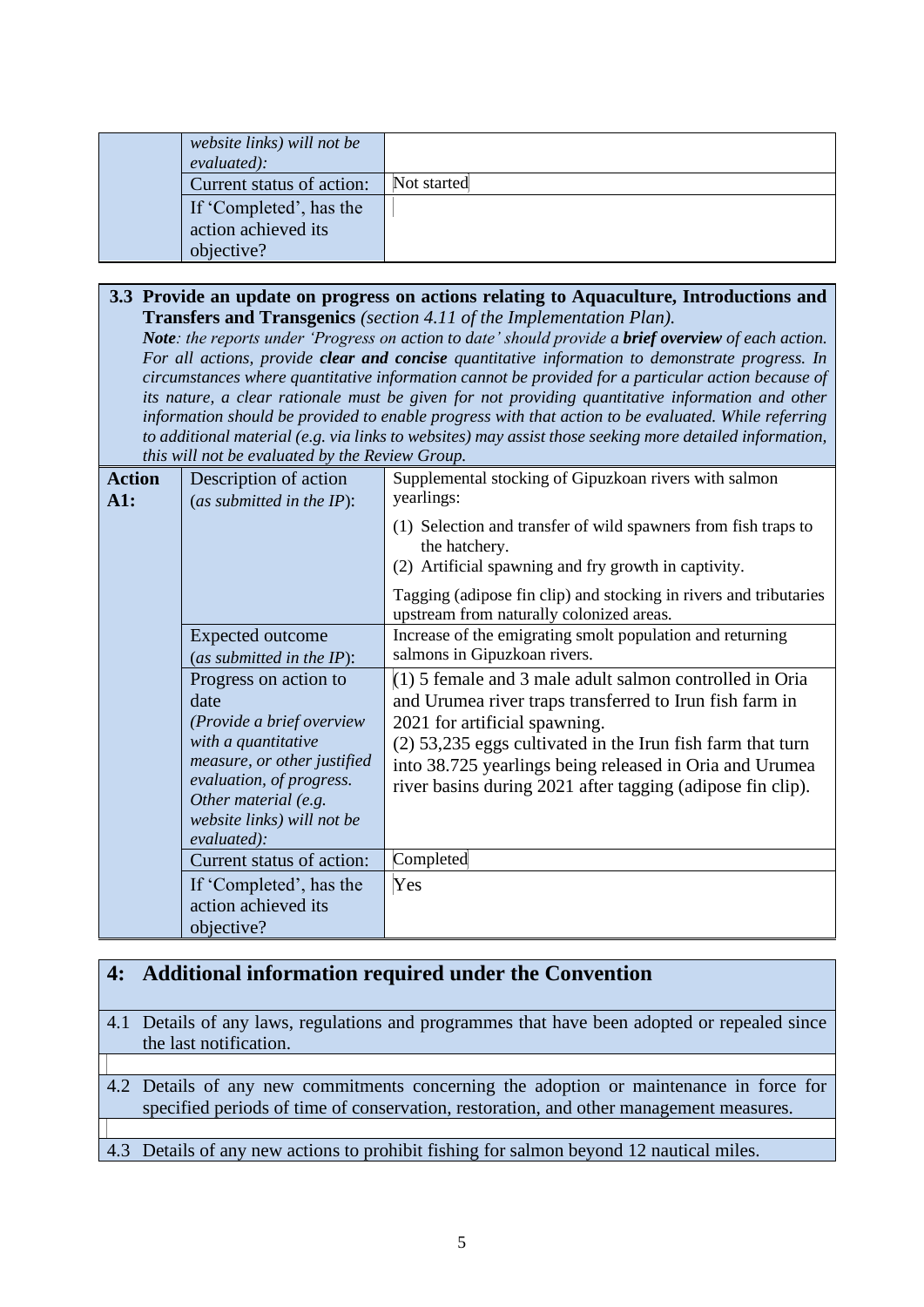| | | |
|---|---|---|
| | *website links) will not be evaluated):* | |
| | Current status of action: | Not started |
| | If 'Completed', has the action achieved its objective? | |

**3.3 Provide an update on progress on actions relating to Aquaculture, Introductions and Transfers and Transgenics** *(section 4.11 of the Implementation Plan).*

***Note**: the reports under 'Progress on action to date' should provide a **brief overview** of each action. For all actions, provide **clear and concise** quantitative information to demonstrate progress. In circumstances where quantitative information cannot be provided for a particular action because of its nature, a clear rationale must be given for not providing quantitative information and other information should be provided to enable progress with that action to be evaluated. While referring to additional material (e.g. via links to websites) may assist those seeking more detailed information, this will not be evaluated by the Review Group.*

| | | |
|---|---|---|
| **Action A1:** | Description of action (*as submitted in the IP*): | Supplemental stocking of Gipuzkoan rivers with salmon yearlings:<br>(1) Selection and transfer of wild spawners from fish traps to the hatchery.<br>(2) Artificial spawning and fry growth in captivity.<br>Tagging (adipose fin clip) and stocking in rivers and tributaries upstream from naturally colonized areas. |
| | Expected outcome (*as submitted in the IP*): | Increase of the emigrating smolt population and returning salmons in Gipuzkoan rivers. |
| | Progress on action to date *(Provide a brief overview with a quantitative measure, or other justified evaluation, of progress. Other material (e.g. website links) will not be evaluated):* | (1) 5 female and 3 male adult salmon controlled in Oria and Urumea river traps transferred to Irun fish farm in 2021 for artificial spawning.<br>(2) 53,235 eggs cultivated in the Irun fish farm that turn into 38.725 yearlings being released in Oria and Urumea river basins during 2021 after tagging (adipose fin clip). |
| | Current status of action: | Completed |
| | If 'Completed', has the action achieved its objective? | Yes |

## 4: Additional information required under the Convention

4.1 Details of any laws, regulations and programmes that have been adopted or repealed since the last notification.

4.2 Details of any new commitments concerning the adoption or maintenance in force for specified periods of time of conservation, restoration, and other management measures.

4.3 Details of any new actions to prohibit fishing for salmon beyond 12 nautical miles.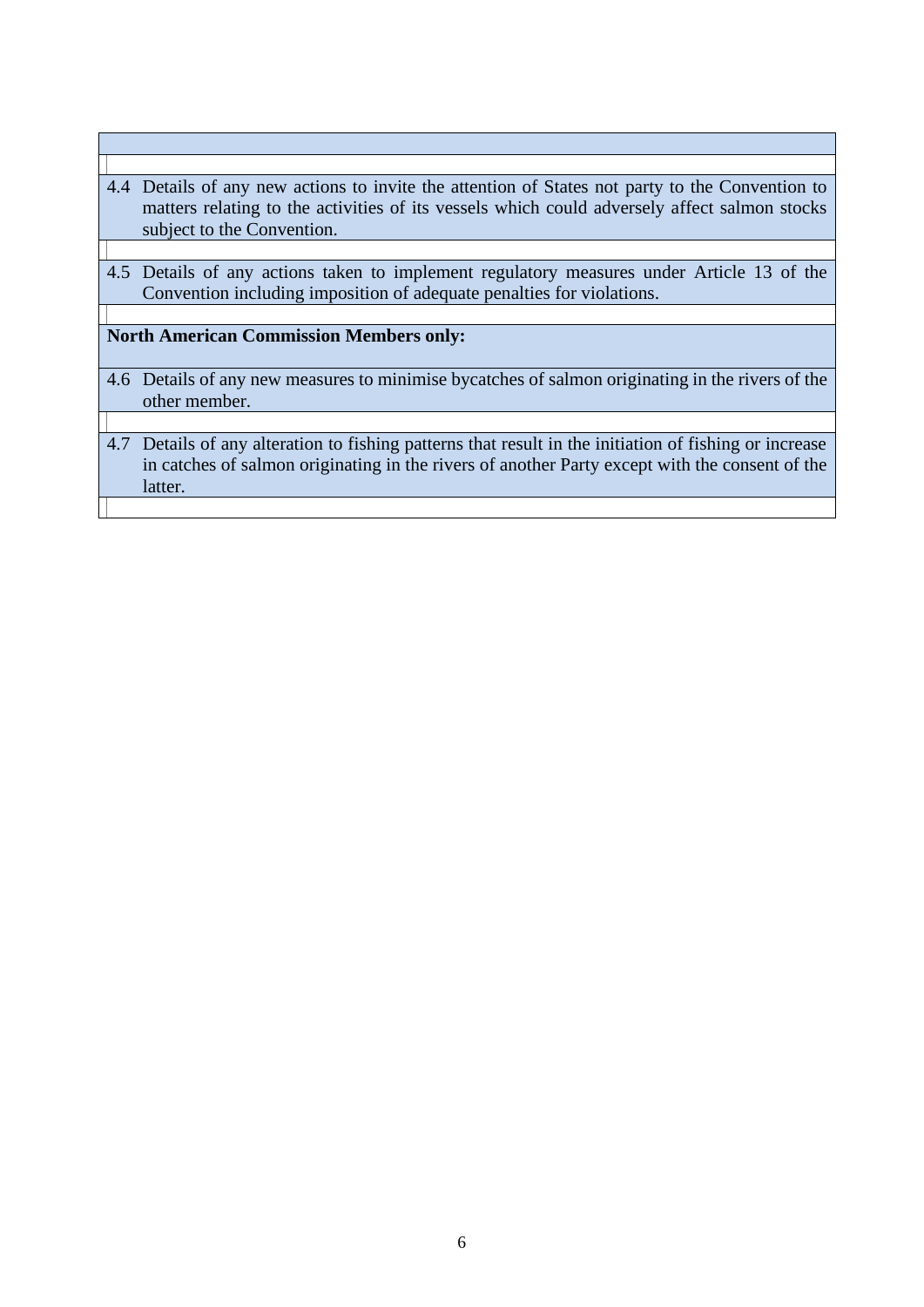4.4 Details of any new actions to invite the attention of States not party to the Convention to matters relating to the activities of its vessels which could adversely affect salmon stocks subject to the Convention.

4.5 Details of any actions taken to implement regulatory measures under Article 13 of the Convention including imposition of adequate penalties for violations.

**North American Commission Members only:**

4.6 Details of any new measures to minimise bycatches of salmon originating in the rivers of the other member.

4.7 Details of any alteration to fishing patterns that result in the initiation of fishing or increase in catches of salmon originating in the rivers of another Party except with the consent of the latter.